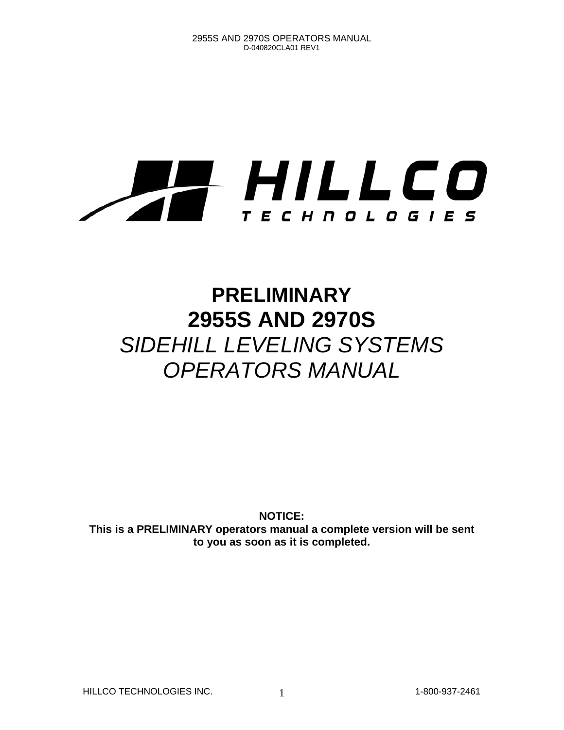HILLCO TECHNOLOGIES

# PRELIMINARY

# 2955S AND 2970S

## *SIDEHILL LEVELING SYSTEMS OPERATORS MANUAL*

**NOTICE:**
**This is a PRELIMINARY operators manual a complete version will be sent to you as soon as it is completed.**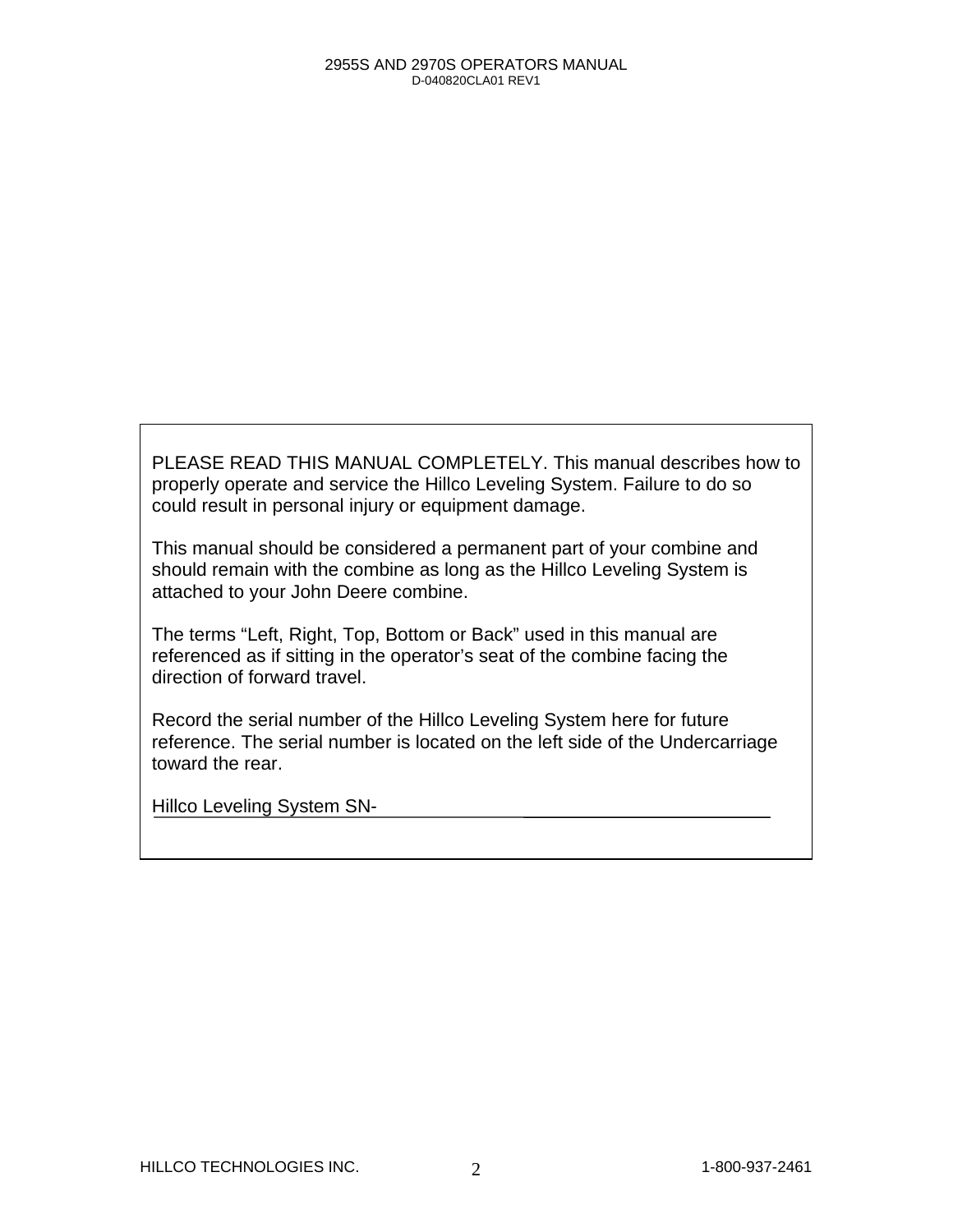PLEASE READ THIS MANUAL COMPLETELY. This manual describes how to properly operate and service the Hillco Leveling System. Failure to do so could result in personal injury or equipment damage.

This manual should be considered a permanent part of your combine and should remain with the combine as long as the Hillco Leveling System is attached to your John Deere combine.

The terms “Left, Right, Top, Bottom or Back” used in this manual are referenced as if sitting in the operator’s seat of the combine facing the direction of forward travel.

Record the serial number of the Hillco Leveling System here for future reference. The serial number is located on the left side of the Undercarriage toward the rear.

Hillco Leveling System SN-\_\_\_\_\_\_\_\_\_\_\_\_\_\_\_\_\_\_\_\_\_\_\_\_\_\_\_\_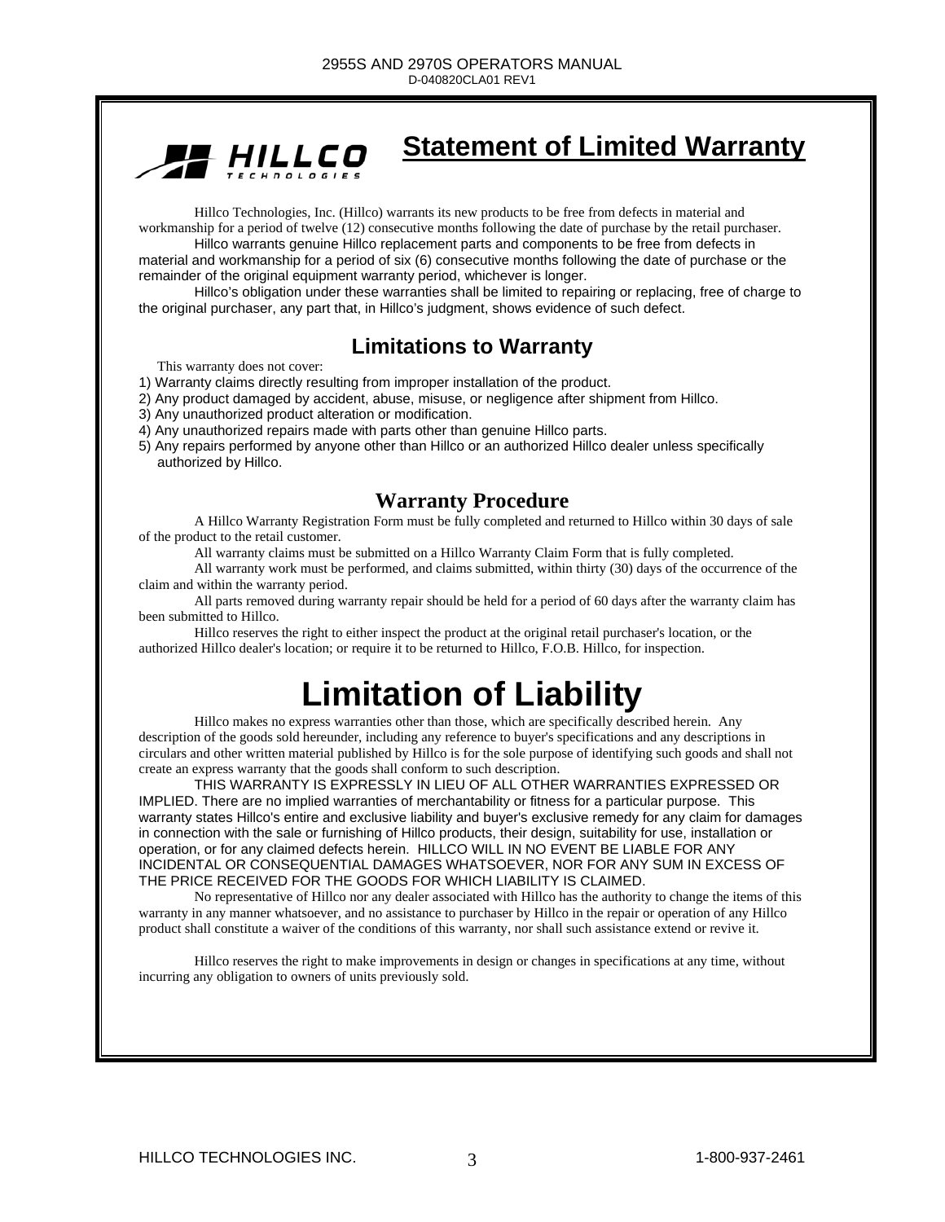# Statement of Limited Warranty

Hillco Technologies, Inc. (Hillco) warrants its new products to be free from defects in material and workmanship for a period of twelve (12) consecutive months following the date of purchase by the retail purchaser.

Hillco warrants genuine Hillco replacement parts and components to be free from defects in material and workmanship for a period of six (6) consecutive months following the date of purchase or the remainder of the original equipment warranty period, whichever is longer.

Hillco's obligation under these warranties shall be limited to repairing or replacing, free of charge to the original purchaser, any part that, in Hillco's judgment, shows evidence of such defect.

## Limitations to Warranty

This warranty does not cover:

1) Warranty claims directly resulting from improper installation of the product.
2) Any product damaged by accident, abuse, misuse, or negligence after shipment from Hillco.
3) Any unauthorized product alteration or modification.
4) Any unauthorized repairs made with parts other than genuine Hillco parts.
5) Any repairs performed by anyone other than Hillco or an authorized Hillco dealer unless specifically authorized by Hillco.

## Warranty Procedure

A Hillco Warranty Registration Form must be fully completed and returned to Hillco within 30 days of sale of the product to the retail customer.

All warranty claims must be submitted on a Hillco Warranty Claim Form that is fully completed.

All warranty work must be performed, and claims submitted, within thirty (30) days of the occurrence of the claim and within the warranty period.

All parts removed during warranty repair should be held for a period of 60 days after the warranty claim has been submitted to Hillco.

Hillco reserves the right to either inspect the product at the original retail purchaser's location, or the authorized Hillco dealer's location; or require it to be returned to Hillco, F.O.B. Hillco, for inspection.

# Limitation of Liability

Hillco makes no express warranties other than those, which are specifically described herein. Any description of the goods sold hereunder, including any reference to buyer's specifications and any descriptions in circulars and other written material published by Hillco is for the sole purpose of identifying such goods and shall not create an express warranty that the goods shall conform to such description.

THIS WARRANTY IS EXPRESSLY IN LIEU OF ALL OTHER WARRANTIES EXPRESSED OR IMPLIED. There are no implied warranties of merchantability or fitness for a particular purpose. This warranty states Hillco's entire and exclusive liability and buyer's exclusive remedy for any claim for damages in connection with the sale or furnishing of Hillco products, their design, suitability for use, installation or operation, or for any claimed defects herein. HILLCO WILL IN NO EVENT BE LIABLE FOR ANY INCIDENTAL OR CONSEQUENTIAL DAMAGES WHATSOEVER, NOR FOR ANY SUM IN EXCESS OF THE PRICE RECEIVED FOR THE GOODS FOR WHICH LIABILITY IS CLAIMED.

No representative of Hillco nor any dealer associated with Hillco has the authority to change the items of this warranty in any manner whatsoever, and no assistance to purchaser by Hillco in the repair or operation of any Hillco product shall constitute a waiver of the conditions of this warranty, nor shall such assistance extend or revive it.

Hillco reserves the right to make improvements in design or changes in specifications at any time, without incurring any obligation to owners of units previously sold.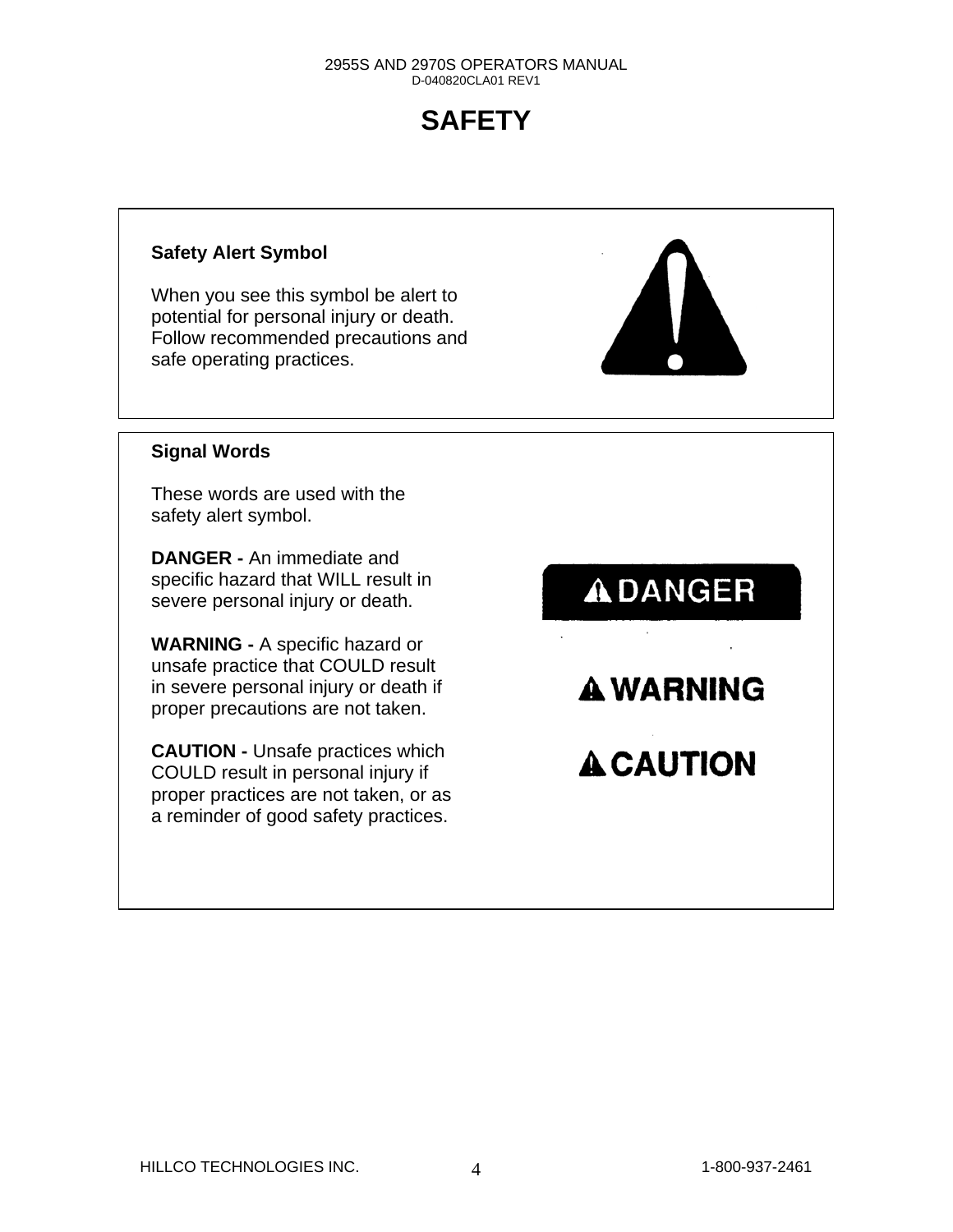# SAFETY

**Safety Alert Symbol**

When you see this symbol be alert to potential for personal injury or death. Follow recommended precautions and safe operating practices.

**Signal Words**

These words are used with the safety alert symbol.

**DANGER -** An immediate and specific hazard that WILL result in severe personal injury or death.

**WARNING -** A specific hazard or unsafe practice that COULD result in severe personal injury or death if proper precautions are not taken.

**CAUTION -** Unsafe practices which COULD result in personal injury if proper practices are not taken, or as a reminder of good safety practices.

DANGER

WARNING

CAUTION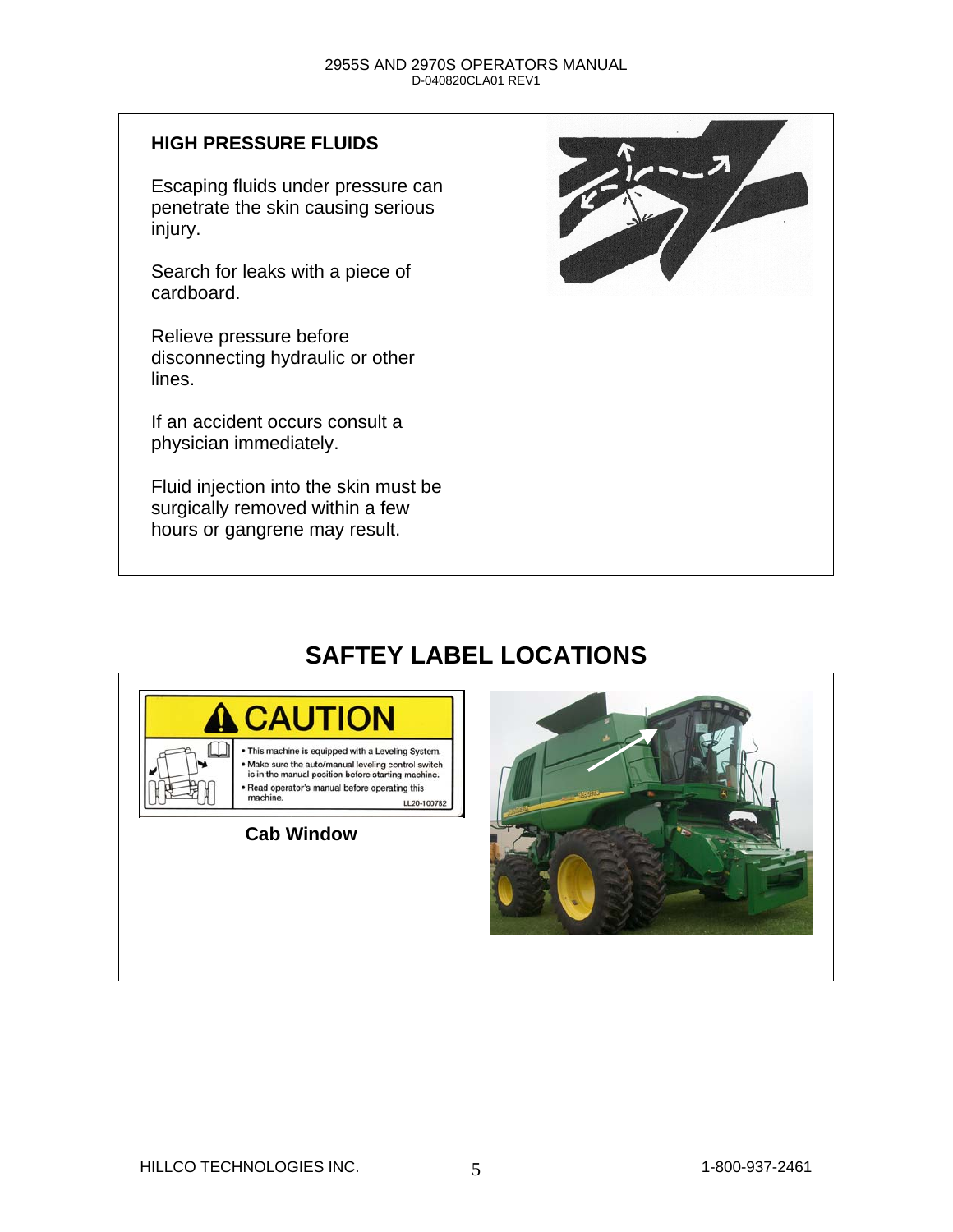## HIGH PRESSURE FLUIDS

Escaping fluids under pressure can penetrate the skin causing serious injury.

Search for leaks with a piece of cardboard.

Relieve pressure before disconnecting hydraulic or other lines.

If an accident occurs consult a physician immediately.

Fluid injection into the skin must be surgically removed within a few hours or gangrene may result.

# SAFTEY LABEL LOCATIONS

CAUTION

- This machine is equipped with a Leveling System.
- Make sure the auto/manual leveling control switch is in the manual position before starting machine.
- Read operator's manual before operating this machine.

LL20-100782

**Cab Window**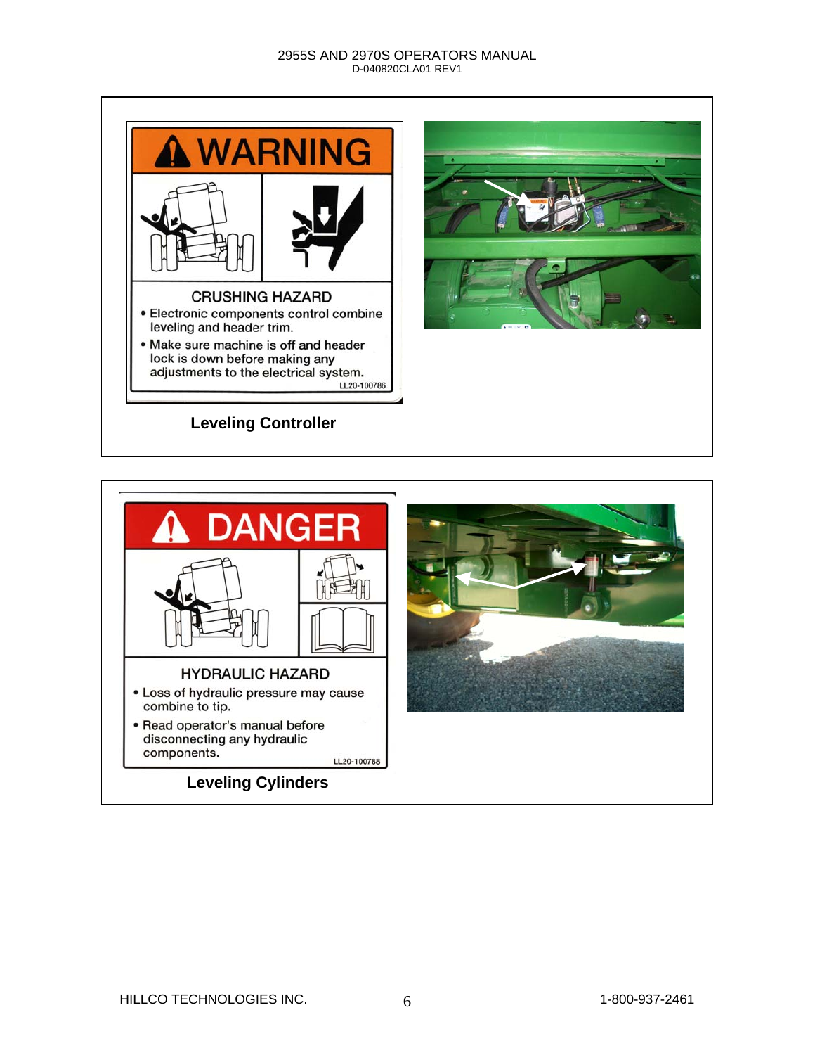**WARNING**

CRUSHING HAZARD

- Electronic components control combine leveling and header trim.
- Make sure machine is off and header lock is down before making any adjustments to the electrical system.

LL20-100786

**Leveling Controller**

**DANGER**

HYDRAULIC HAZARD

- Loss of hydraulic pressure may cause combine to tip.
- Read operator's manual before disconnecting any hydraulic components.

LL20-100788

**Leveling Cylinders**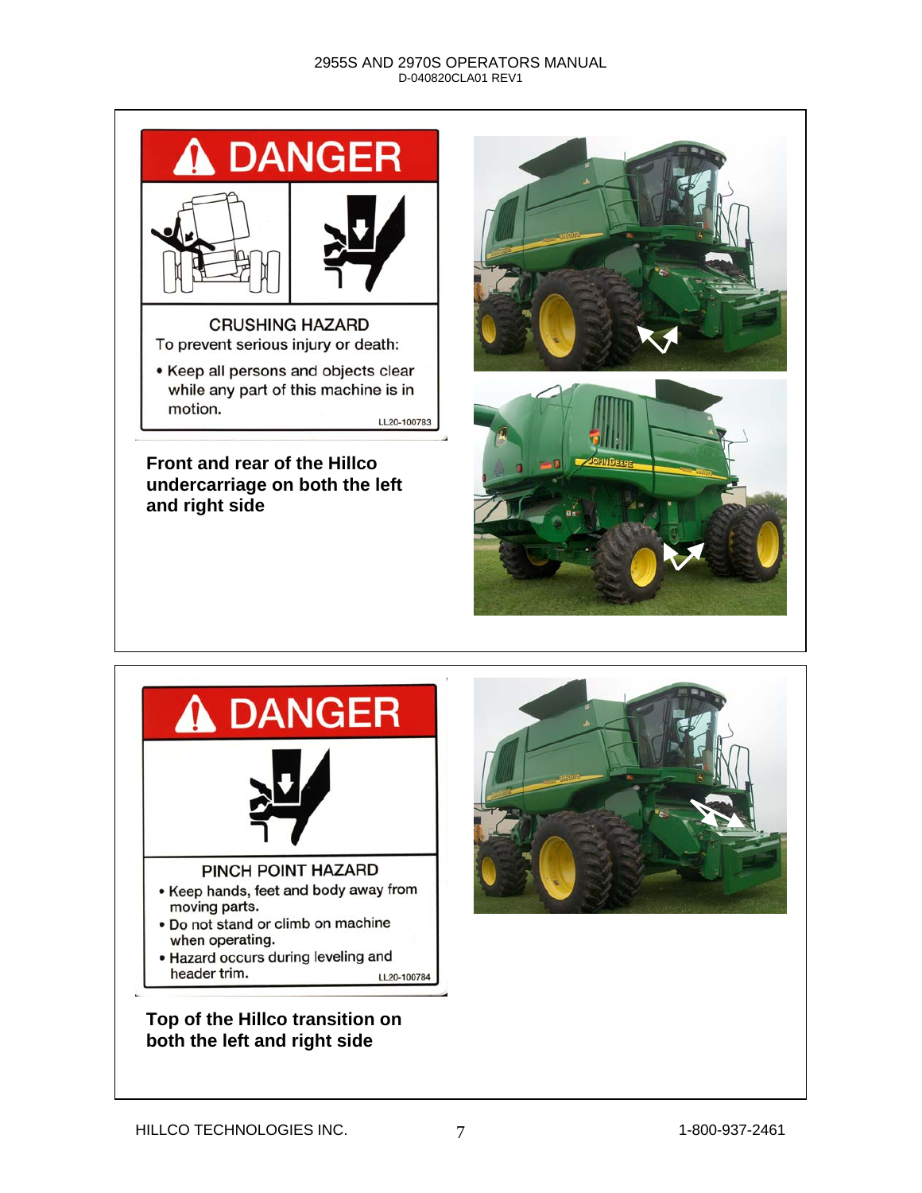## DANGER

**CRUSHING HAZARD**

To prevent serious injury or death:

- Keep all persons and objects clear while any part of this machine is in motion.

LL20-100783

**Front and rear of the Hillco undercarriage on both the left and right side**

## DANGER

**PINCH POINT HAZARD**

- Keep hands, feet and body away from moving parts.
- Do not stand or climb on machine when operating.
- Hazard occurs during leveling and header trim.

LL20-100784

**Top of the Hillco transition on both the left and right side**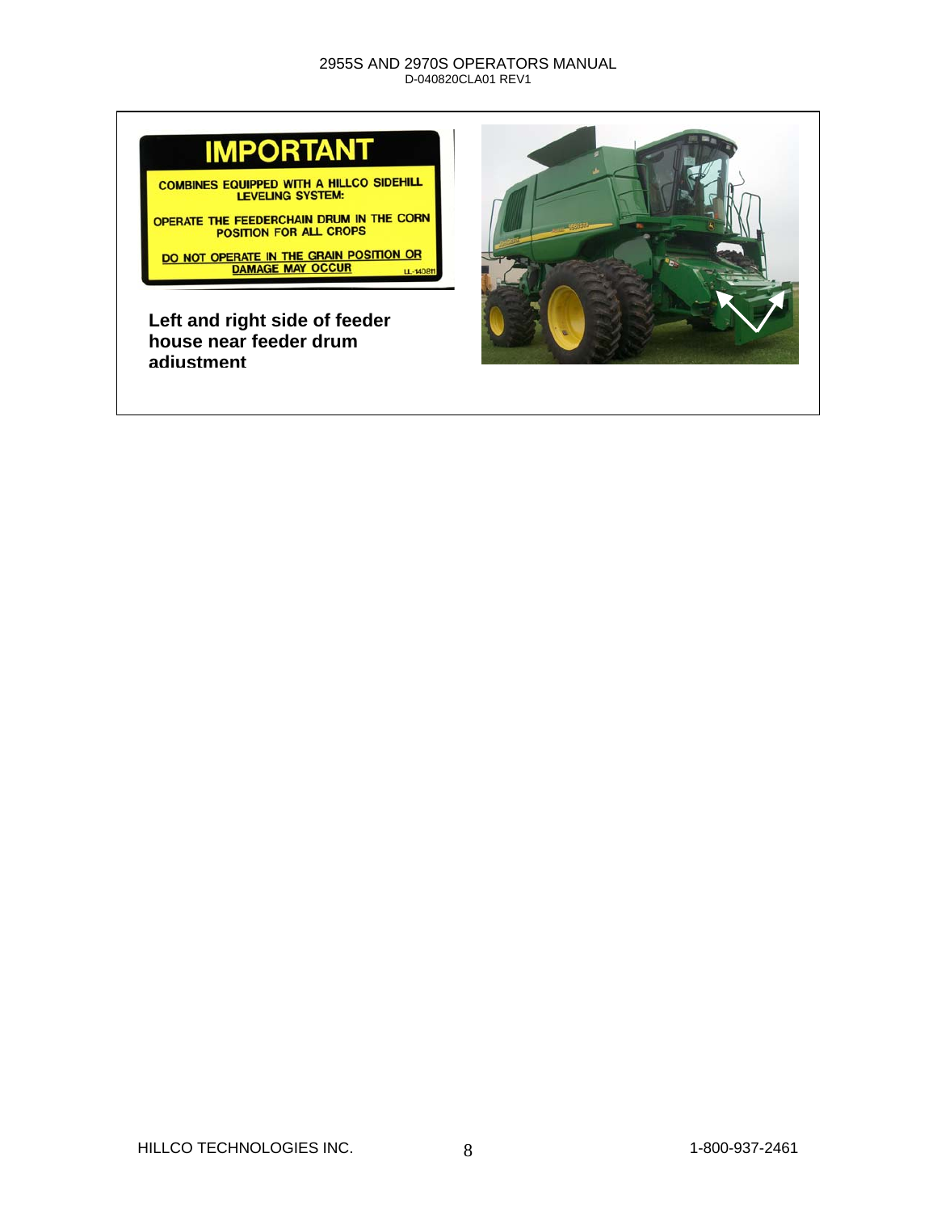**IMPORTANT**

COMBINES EQUIPPED WITH A HILLCO SIDEHILL LEVELING SYSTEM:

OPERATE THE FEEDERCHAIN DRUM IN THE CORN POSITION FOR ALL CROPS

DO NOT OPERATE IN THE GRAIN POSITION OR DAMAGE MAY OCCUR

LL-140811

**Left and right side of feeder house near feeder drum adjustment**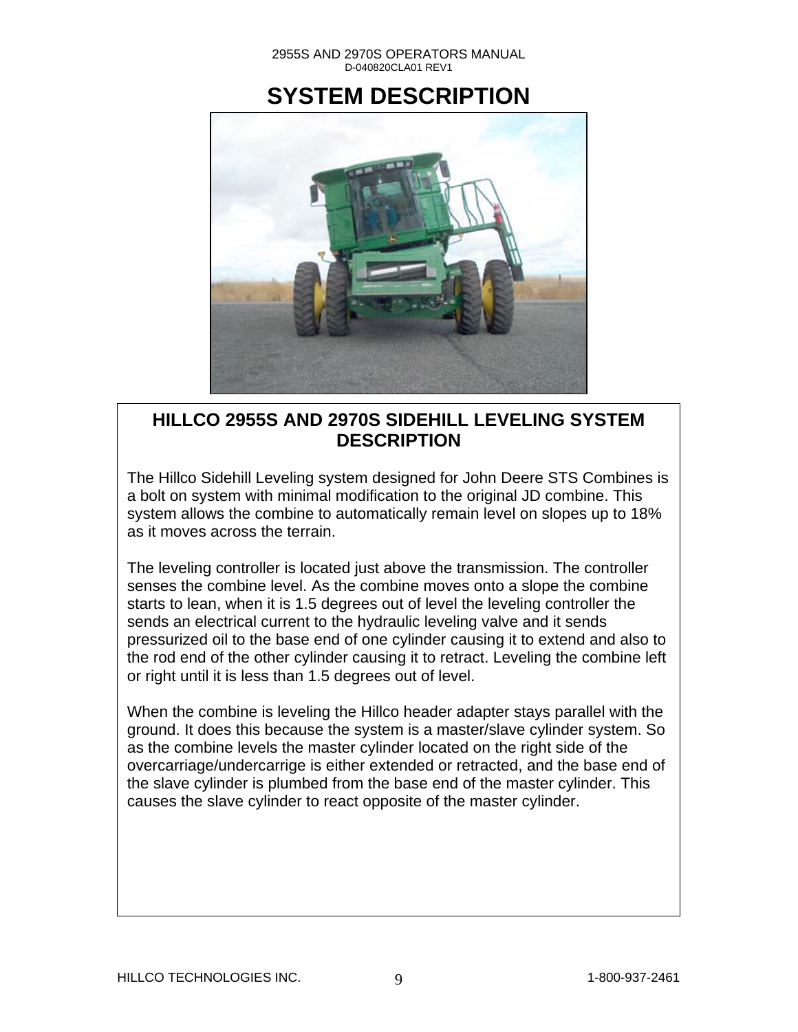# SYSTEM DESCRIPTION

## HILLCO 2955S AND 2970S SIDEHILL LEVELING SYSTEM DESCRIPTION

The Hillco Sidehill Leveling system designed for John Deere STS Combines is a bolt on system with minimal modification to the original JD combine. This system allows the combine to automatically remain level on slopes up to 18% as it moves across the terrain.

The leveling controller is located just above the transmission. The controller senses the combine level. As the combine moves onto a slope the combine starts to lean, when it is 1.5 degrees out of level the leveling controller the sends an electrical current to the hydraulic leveling valve and it sends pressurized oil to the base end of one cylinder causing it to extend and also to the rod end of the other cylinder causing it to retract. Leveling the combine left or right until it is less than 1.5 degrees out of level.

When the combine is leveling the Hillco header adapter stays parallel with the ground. It does this because the system is a master/slave cylinder system. So as the combine levels the master cylinder located on the right side of the overcarriage/undercarrige is either extended or retracted, and the base end of the slave cylinder is plumbed from the base end of the master cylinder. This causes the slave cylinder to react opposite of the master cylinder.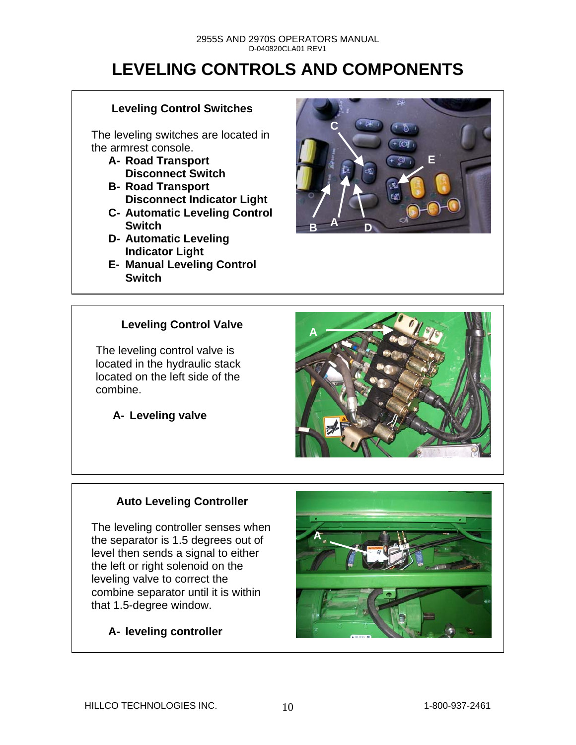# LEVELING CONTROLS AND COMPONENTS

### Leveling Control Switches

The leveling switches are located in the armrest console.

- **A- Road Transport Disconnect Switch**
- **B- Road Transport Disconnect Indicator Light**
- **C- Automatic Leveling Control Switch**
- **D- Automatic Leveling Indicator Light**
- **E- Manual Leveling Control Switch**

### Leveling Control Valve

The leveling control valve is located in the hydraulic stack located on the left side of the combine.

**A- Leveling valve**

### Auto Leveling Controller

The leveling controller senses when the separator is 1.5 degrees out of level then sends a signal to either the left or right solenoid on the leveling valve to correct the combine separator until it is within that 1.5-degree window.

**A- leveling controller**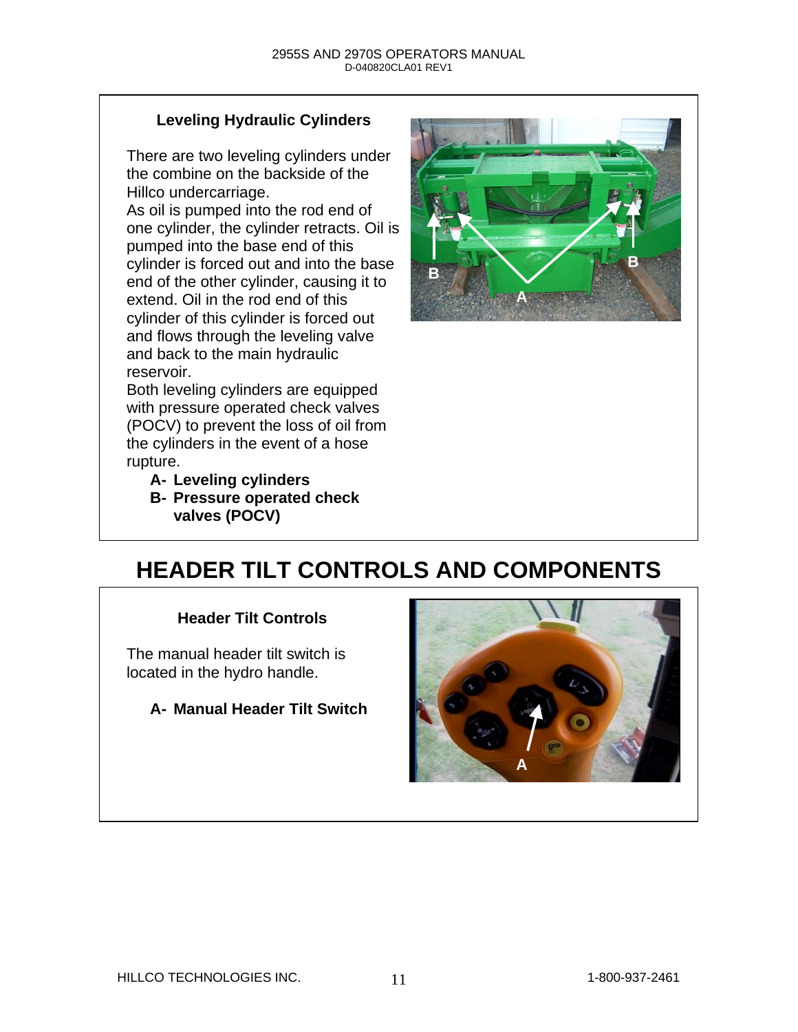### Leveling Hydraulic Cylinders

There are two leveling cylinders under the combine on the backside of the Hillco undercarriage.
As oil is pumped into the rod end of one cylinder, the cylinder retracts. Oil is pumped into the base end of this cylinder is forced out and into the base end of the other cylinder, causing it to extend. Oil in the rod end of this cylinder of this cylinder is forced out and flows through the leveling valve and back to the main hydraulic reservoir.
Both leveling cylinders are equipped with pressure operated check valves (POCV) to prevent the loss of oil from the cylinders in the event of a hose rupture.

- **A- Leveling cylinders**
- **B- Pressure operated check valves (POCV)**

# HEADER TILT CONTROLS AND COMPONENTS

### Header Tilt Controls

The manual header tilt switch is located in the hydro handle.

- **A- Manual Header Tilt Switch**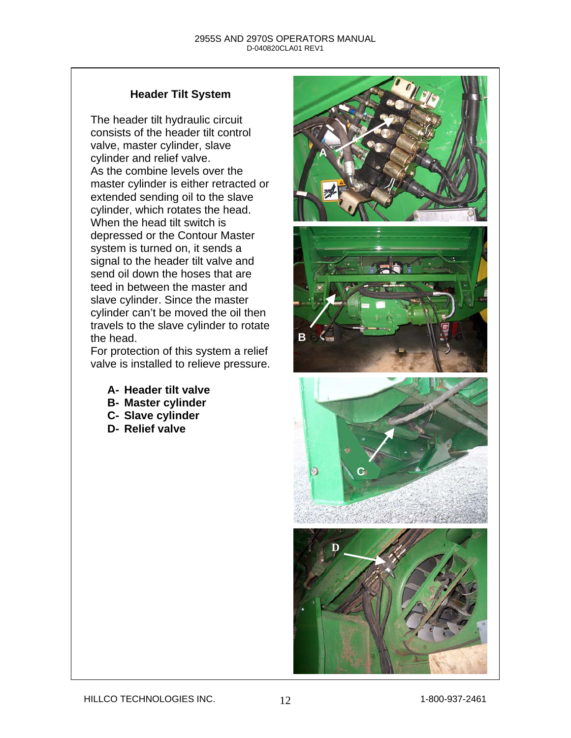## Header Tilt System

The header tilt hydraulic circuit consists of the header tilt control valve, master cylinder, slave cylinder and relief valve.
As the combine levels over the master cylinder is either retracted or extended sending oil to the slave cylinder, which rotates the head. When the head tilt switch is depressed or the Contour Master system is turned on, it sends a signal to the header tilt valve and send oil down the hoses that are teed in between the master and slave cylinder. Since the master cylinder can't be moved the oil then travels to the slave cylinder to rotate the head.
For protection of this system a relief valve is installed to relieve pressure.

- **A- Header tilt valve**
- **B- Master cylinder**
- **C- Slave cylinder**
- **D- Relief valve**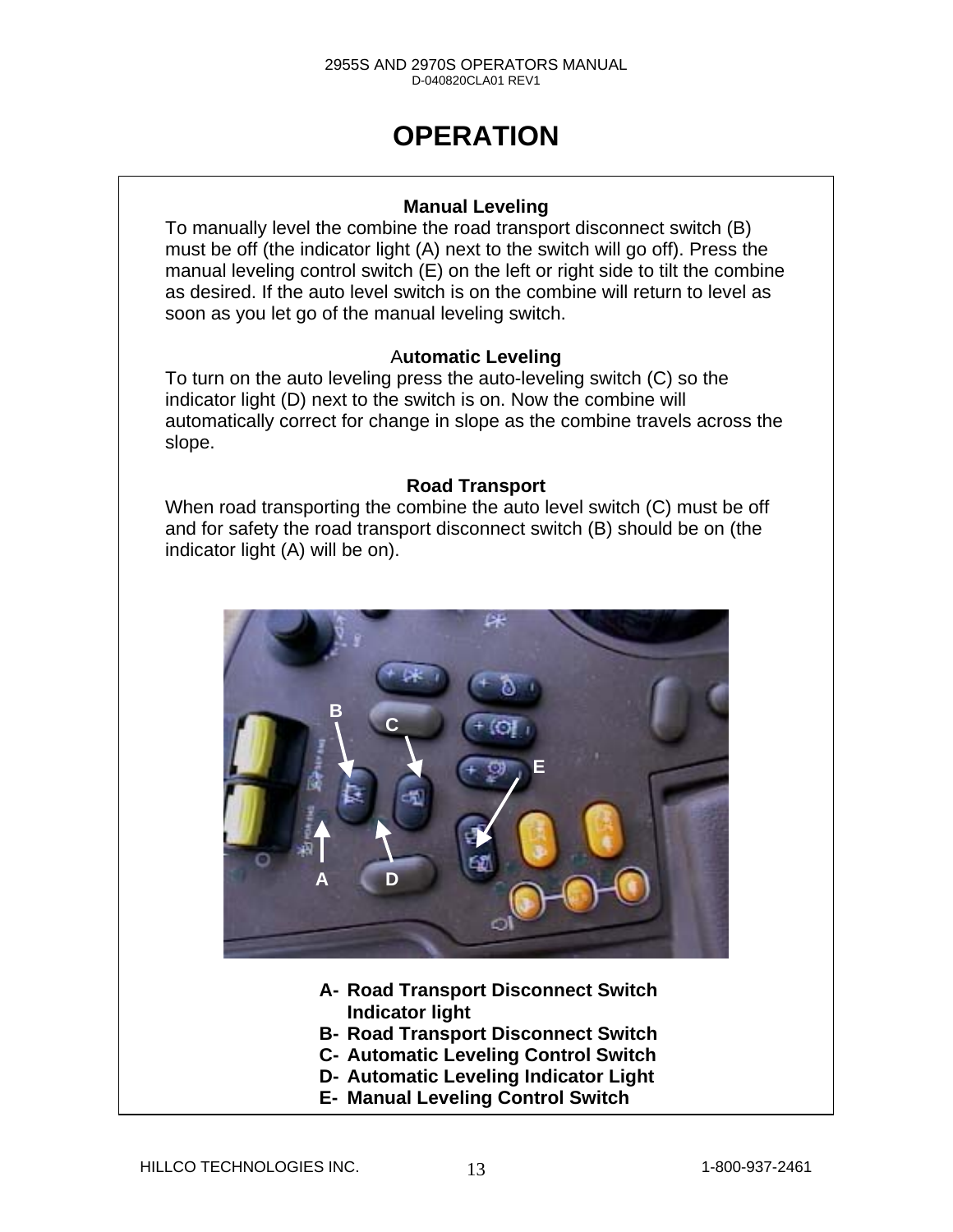# OPERATION

### Manual Leveling

To manually level the combine the road transport disconnect switch (B) must be off (the indicator light (A) next to the switch will go off). Press the manual leveling control switch (E) on the left or right side to tilt the combine as desired. If the auto level switch is on the combine will return to level as soon as you let go of the manual leveling switch.

### Automatic Leveling

To turn on the auto leveling press the auto-leveling switch (C) so the indicator light (D) next to the switch is on. Now the combine will automatically correct for change in slope as the combine travels across the slope.

### Road Transport

When road transporting the combine the auto level switch (C) must be off and for safety the road transport disconnect switch (B) should be on (the indicator light (A) will be on).

**A- Road Transport Disconnect Switch Indicator light**
**B- Road Transport Disconnect Switch**
**C- Automatic Leveling Control Switch**
**D- Automatic Leveling Indicator Light**
**E- Manual Leveling Control Switch**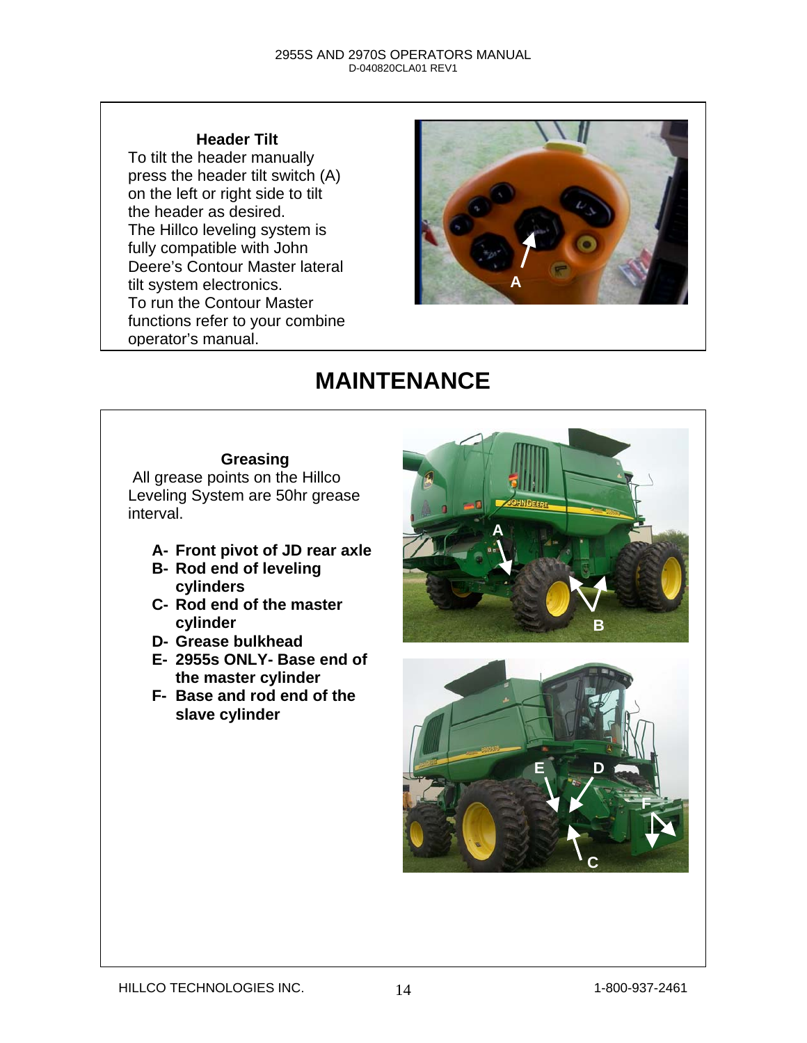### Header Tilt

To tilt the header manually press the header tilt switch (A) on the left or right side to tilt the header as desired.
The Hillco leveling system is fully compatible with John Deere's Contour Master lateral tilt system electronics.
To run the Contour Master functions refer to your combine operator's manual.

# MAINTENANCE

### Greasing

All grease points on the Hillco Leveling System are 50hr grease interval.

- **A- Front pivot of JD rear axle**
- **B- Rod end of leveling cylinders**
- **C- Rod end of the master cylinder**
- **D- Grease bulkhead**
- **E- 2955s ONLY- Base end of the master cylinder**
- **F- Base and rod end of the slave cylinder**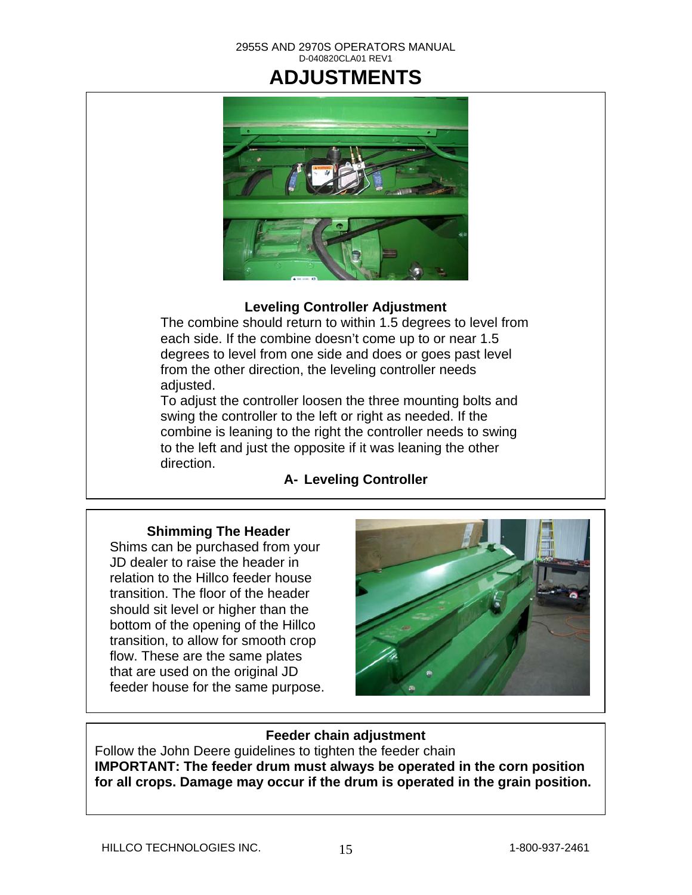# ADJUSTMENTS

### Leveling Controller Adjustment

The combine should return to within 1.5 degrees to level from each side. If the combine doesn't come up to or near 1.5 degrees to level from one side and does or goes past level from the other direction, the leveling controller needs adjusted.

To adjust the controller loosen the three mounting bolts and swing the controller to the left or right as needed. If the combine is leaning to the right the controller needs to swing to the left and just the opposite if it was leaning the other direction.

**A- Leveling Controller**

### Shimming The Header

Shims can be purchased from your JD dealer to raise the header in relation to the Hillco feeder house transition. The floor of the header should sit level or higher than the bottom of the opening of the Hillco transition, to allow for smooth crop flow. These are the same plates that are used on the original JD feeder house for the same purpose.

### Feeder chain adjustment

Follow the John Deere guidelines to tighten the feeder chain

**IMPORTANT: The feeder drum must always be operated in the corn position for all crops. Damage may occur if the drum is operated in the grain position.**